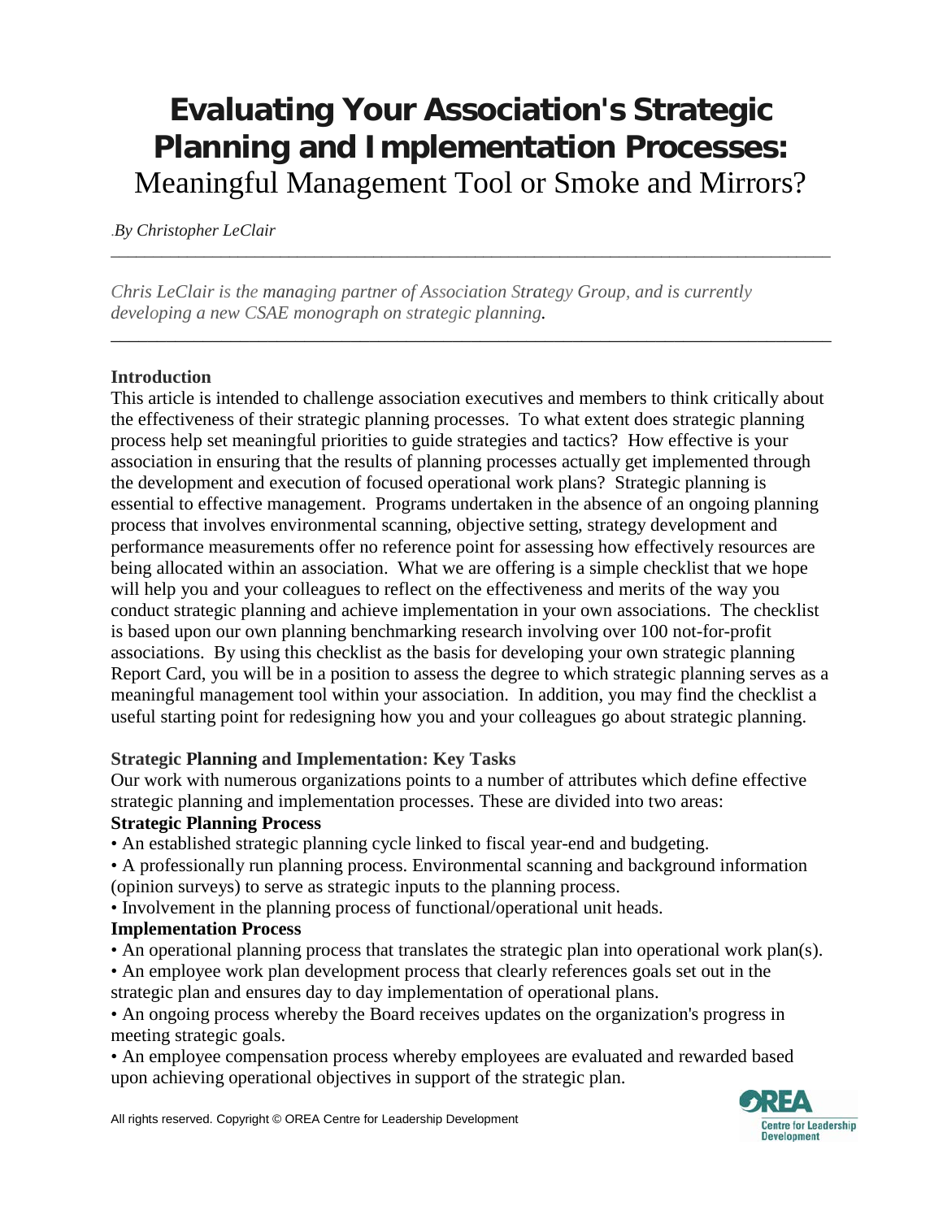# Evaluating Your Association's Strategic Planning and Implementation Processes:

Meaningful Management Tool or Smoke and Mirrors?

.*By Christopher LeClair*

---

*Chris LeClair is the managing partner of Association Strategy Group, and is currently developing a new CSAE monograph on strategic planning.*

---

## Introduction

This article is intended to challenge association executives and members to think critically about the effectiveness of their strategic planning processes. To what extent does strategic planning process help set meaningful priorities to guide strategies and tactics? How effective is your association in ensuring that the results of planning processes actually get implemented through the development and execution of focused operational work plans? Strategic planning is essential to effective management. Programs undertaken in the absence of an ongoing planning process that involves environmental scanning, objective setting, strategy development and performance measurements offer no reference point for assessing how effectively resources are being allocated within an association. What we are offering is a simple checklist that we hope will help you and your colleagues to reflect on the effectiveness and merits of the way you conduct strategic planning and achieve implementation in your own associations. The checklist is based upon our own planning benchmarking research involving over 100 not-for-profit associations. By using this checklist as the basis for developing your own strategic planning Report Card, you will be in a position to assess the degree to which strategic planning serves as a meaningful management tool within your association. In addition, you may find the checklist a useful starting point for redesigning how you and your colleagues go about strategic planning.

## Strategic Planning and Implementation: Key Tasks

Our work with numerous organizations points to a number of attributes which define effective strategic planning and implementation processes. These are divided into two areas:

### Strategic Planning Process

- An established strategic planning cycle linked to fiscal year-end and budgeting.
- A professionally run planning process. Environmental scanning and background information (opinion surveys) to serve as strategic inputs to the planning process.
- Involvement in the planning process of functional/operational unit heads.

### Implementation Process

- An operational planning process that translates the strategic plan into operational work plan(s).
- An employee work plan development process that clearly references goals set out in the strategic plan and ensures day to day implementation of operational plans.
- An ongoing process whereby the Board receives updates on the organization's progress in meeting strategic goals.
- An employee compensation process whereby employees are evaluated and rewarded based upon achieving operational objectives in support of the strategic plan.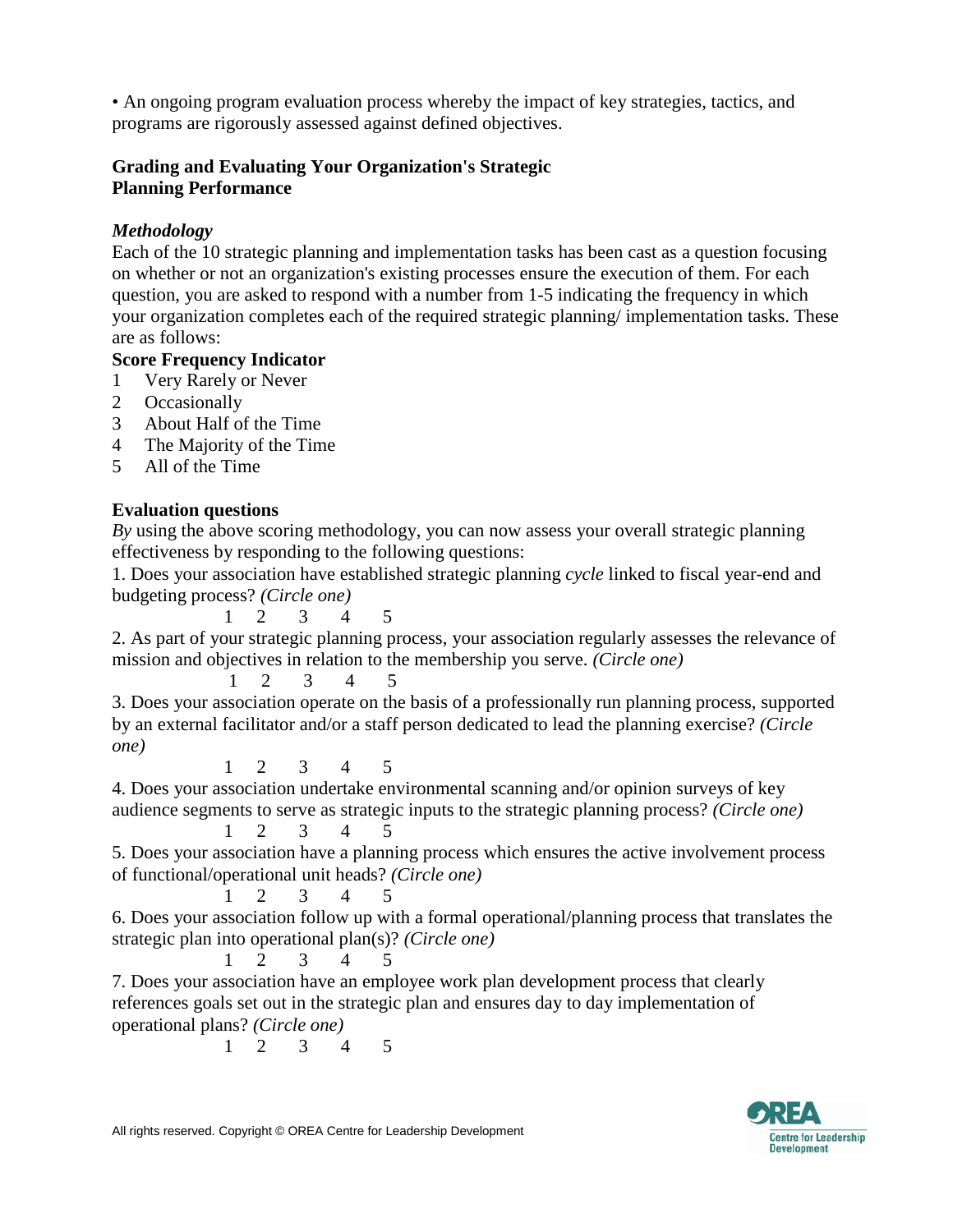• An ongoing program evaluation process whereby the impact of key strategies, tactics, and programs are rigorously assessed against defined objectives.

## Grading and Evaluating Your Organization's Strategic Planning Performance

### *Methodology*

Each of the 10 strategic planning and implementation tasks has been cast as a question focusing on whether or not an organization's existing processes ensure the execution of them. For each question, you are asked to respond with a number from 1-5 indicating the frequency in which your organization completes each of the required strategic planning/ implementation tasks. These are as follows:

**Score Frequency Indicator**

1 Very Rarely or Never
2 Occasionally
3 About Half of the Time
4 The Majority of the Time
5 All of the Time

### Evaluation questions

*By* using the above scoring methodology, you can now assess your overall strategic planning effectiveness by responding to the following questions:

1. Does your association have established strategic planning *cycle* linked to fiscal year-end and budgeting process? *(Circle one)*

   1 2 3 4 5

2. As part of your strategic planning process, your association regularly assesses the relevance of mission and objectives in relation to the membership you serve. *(Circle one)*

   1 2 3 4 5

3. Does your association operate on the basis of a professionally run planning process, supported by an external facilitator and/or a staff person dedicated to lead the planning exercise? *(Circle one)*

   1 2 3 4 5

4. Does your association undertake environmental scanning and/or opinion surveys of key audience segments to serve as strategic inputs to the strategic planning process? *(Circle one)*

   1 2 3 4 5

5. Does your association have a planning process which ensures the active involvement process of functional/operational unit heads? *(Circle one)*

   1 2 3 4 5

6. Does your association follow up with a formal operational/planning process that translates the strategic plan into operational plan(s)? *(Circle one)*

   1 2 3 4 5

7. Does your association have an employee work plan development process that clearly references goals set out in the strategic plan and ensures day to day implementation of operational plans? *(Circle one)*

   1 2 3 4 5

All rights reserved. Copyright © OREA Centre for Leadership Development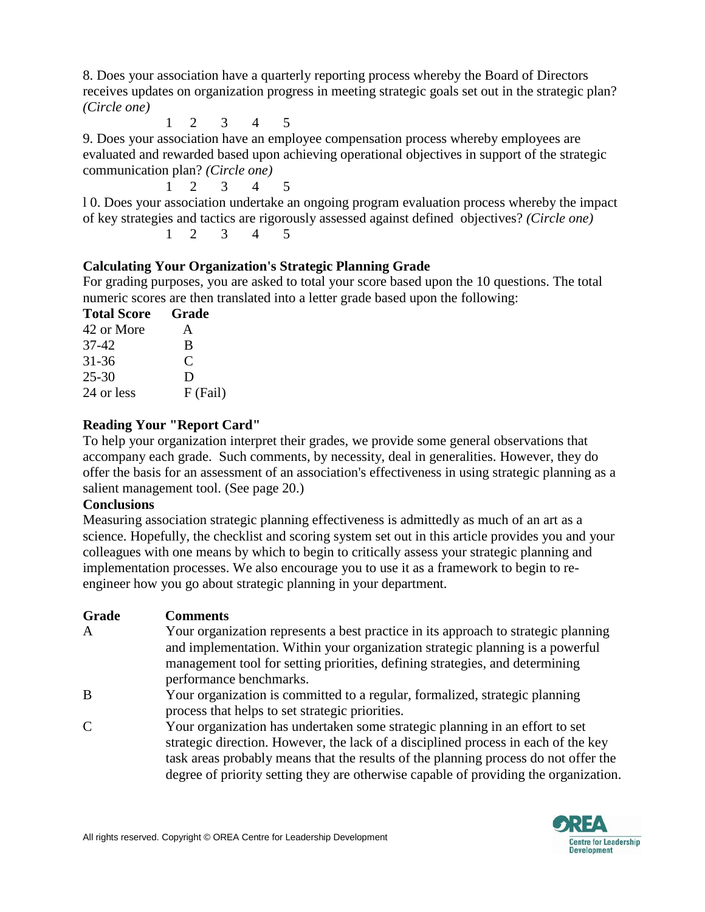8. Does your association have a quarterly reporting process whereby the Board of Directors receives updates on organization progress in meeting strategic goals set out in the strategic plan? *(Circle one)*

1 2 3 4 5

9. Does your association have an employee compensation process whereby employees are evaluated and rewarded based upon achieving operational objectives in support of the strategic communication plan? *(Circle one)*

1 2 3 4 5

l 0. Does your association undertake an ongoing program evaluation process whereby the impact of key strategies and tactics are rigorously assessed against defined objectives? *(Circle one)*

1 2 3 4 5

**Calculating Your Organization's Strategic Planning Grade**

For grading purposes, you are asked to total your score based upon the 10 questions. The total numeric scores are then translated into a letter grade based upon the following:

| Total Score | Grade |
|---|---|
| 42 or More | A |
| 37-42 | B |
| 31-36 | C |
| 25-30 | D |
| 24 or less | F (Fail) |

**Reading Your "Report Card"**

To help your organization interpret their grades, we provide some general observations that accompany each grade. Such comments, by necessity, deal in generalities. However, they do offer the basis for an assessment of an association's effectiveness in using strategic planning as a salient management tool. (See page 20.)

**Conclusions**

Measuring association strategic planning effectiveness is admittedly as much of an art as a science. Hopefully, the checklist and scoring system set out in this article provides you and your colleagues with one means by which to begin to critically assess your strategic planning and implementation processes. We also encourage you to use it as a framework to begin to re-engineer how you go about strategic planning in your department.

| Grade | Comments |
|---|---|
| A | Your organization represents a best practice in its approach to strategic planning and implementation. Within your organization strategic planning is a powerful management tool for setting priorities, defining strategies, and determining performance benchmarks. |
| B | Your organization is committed to a regular, formalized, strategic planning process that helps to set strategic priorities. |
| C | Your organization has undertaken some strategic planning in an effort to set strategic direction. However, the lack of a disciplined process in each of the key task areas probably means that the results of the planning process do not offer the degree of priority setting they are otherwise capable of providing the organization. |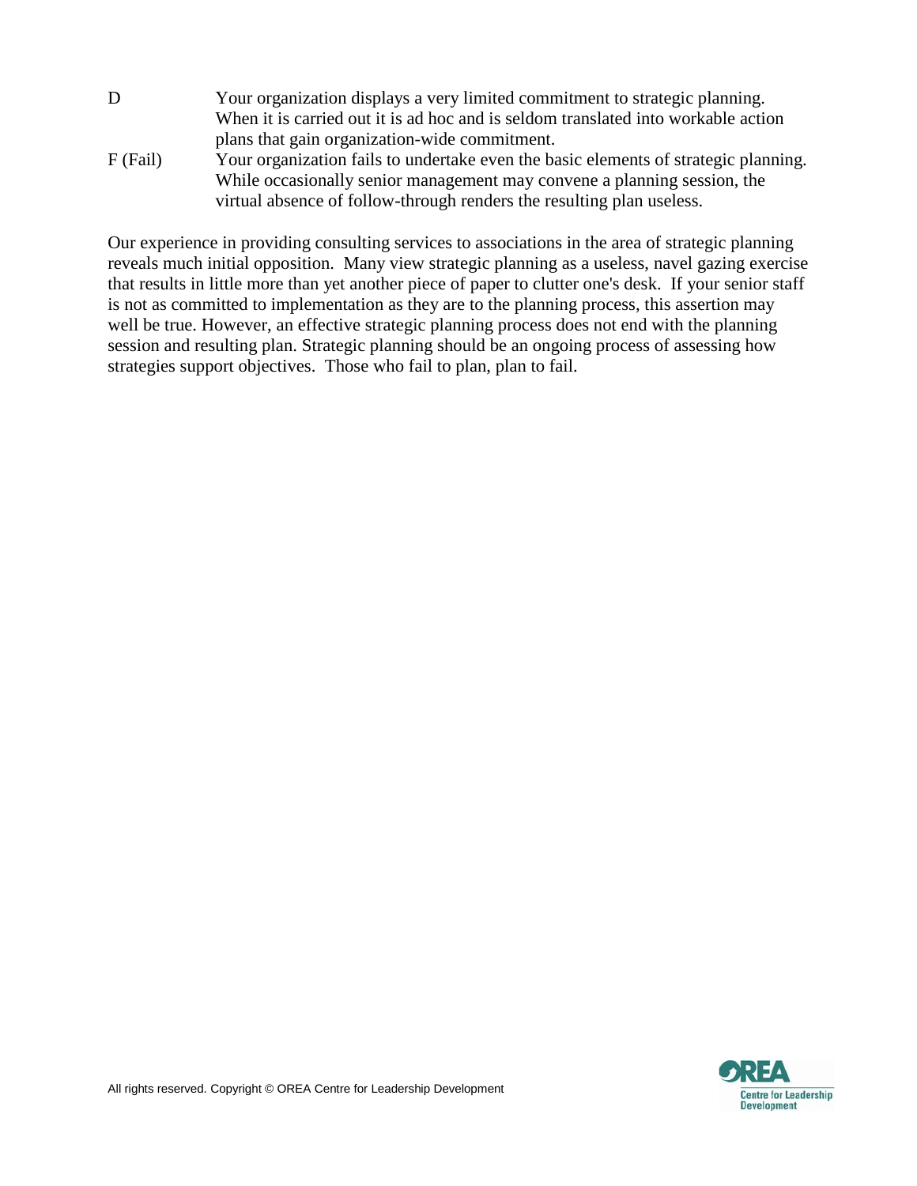| | |
|---|---|
| D | Your organization displays a very limited commitment to strategic planning. When it is carried out it is ad hoc and is seldom translated into workable action plans that gain organization-wide commitment. |
| F (Fail) | Your organization fails to undertake even the basic elements of strategic planning. While occasionally senior management may convene a planning session, the virtual absence of follow-through renders the resulting plan useless. |

Our experience in providing consulting services to associations in the area of strategic planning reveals much initial opposition. Many view strategic planning as a useless, navel gazing exercise that results in little more than yet another piece of paper to clutter one's desk. If your senior staff is not as committed to implementation as they are to the planning process, this assertion may well be true. However, an effective strategic planning process does not end with the planning session and resulting plan. Strategic planning should be an ongoing process of assessing how strategies support objectives. Those who fail to plan, plan to fail.

All rights reserved. Copyright © OREA Centre for Leadership Development